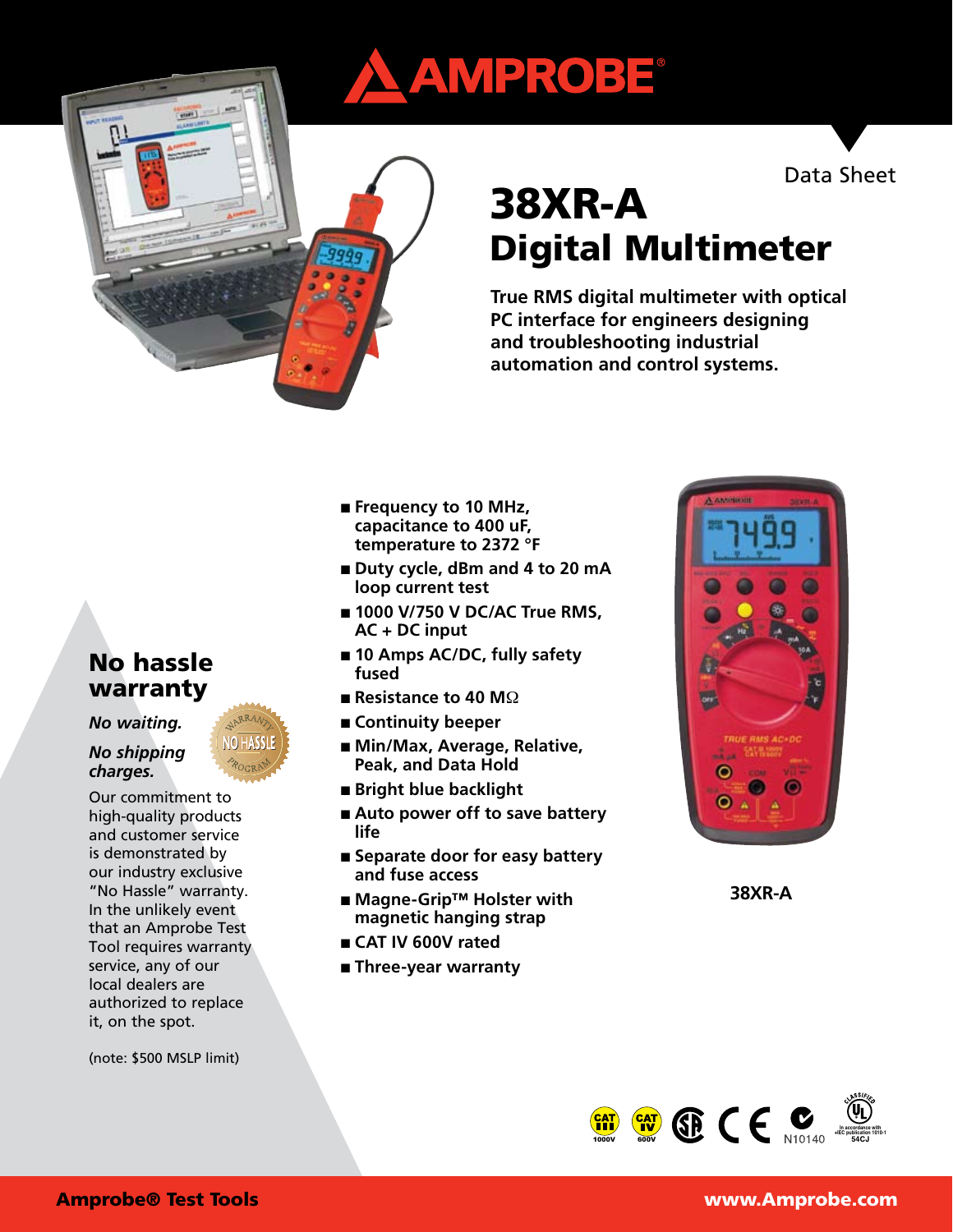# AMPROBE

Data Sheet

# 38XR-A Digital Multimeter

**True RMS digital multimeter with optical PC interface for engineers designing and troubleshooting industrial automation and control systems.**

## No hassle warranty

*No waiting.*

*No shipping charges.*

Our commitment to high-quality products and customer service is demonstrated by our industry exclusive "No Hassle" warranty. In the unlikely event that an Amprobe Test Tool requires warranty service, any of our local dealers are authorized to replace it, on the spot.

(note: $500 MSLP limit)

- **Frequency to 10 MHz, capacitance to 400 uF, temperature to 2372 °F**
- **Duty cycle, dBm and 4 to 20 mA loop current test**
- **1000 V/750 V DC/AC True RMS, AC + DC input**
- **10 Amps AC/DC, fully safety fused**
- **Resistance to 40 MΩ**
- **Continuity beeper**
- **Min/Max, Average, Relative, Peak, and Data Hold**
- **Bright blue backlight**
- **Auto power off to save battery life**
- **Separate door for easy battery and fuse access**
- **Magne-Grip™ Holster with magnetic hanging strap**
- **CAT IV 600V rated**
- **Three-year warranty**

**38XR-A**

CAT III 1000V · CAT IV 600V · N10140

**Amprobe® Test Tools** · **www.Amprobe.com**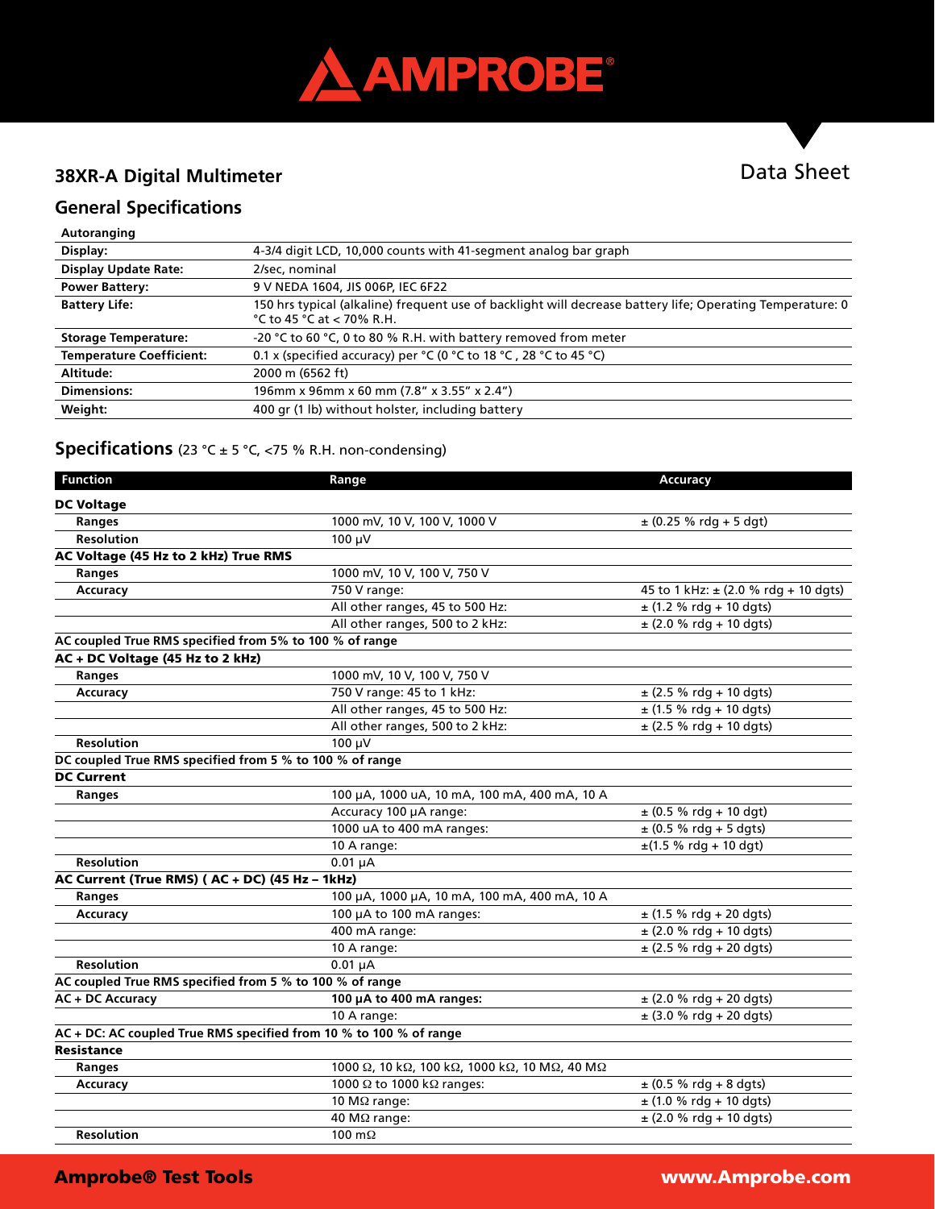# 38XR-A Digital Multimeter

Data Sheet

## General Specifications

| Autoranging | |
|---|---|
| **Display:** | 4-3/4 digit LCD, 10,000 counts with 41-segment analog bar graph |
| **Display Update Rate:** | 2/sec, nominal |
| **Power Battery:** | 9 V NEDA 1604, JIS 006P, IEC 6F22 |
| **Battery Life:** | 150 hrs typical (alkaline) frequent use of backlight will decrease battery life; Operating Temperature: 0 °C to 45 °C at < 70% R.H. |
| **Storage Temperature:** | -20 °C to 60 °C, 0 to 80 % R.H. with battery removed from meter |
| **Temperature Coefficient:** | 0.1 x (specified accuracy) per °C (0 °C to 18 °C , 28 °C to 45 °C) |
| **Altitude:** | 2000 m (6562 ft) |
| **Dimensions:** | 196mm x 96mm x 60 mm (7.8" x 3.55" x 2.4") |
| **Weight:** | 400 gr (1 lb) without holster, including battery |

## Specifications (23 °C ± 5 °C, <75 % R.H. non-condensing)

| Function | Range | Accuracy |
|---|---|---|
| **DC Voltage** | | |
| **Ranges** | 1000 mV, 10 V, 100 V, 1000 V | ± (0.25 % rdg + 5 dgt) |
| **Resolution** | 100 µV | |
| **AC Voltage (45 Hz to 2 kHz) True RMS** | | |
| **Ranges** | 1000 mV, 10 V, 100 V, 750 V | |
| **Accuracy** | 750 V range: | 45 to 1 kHz: ± (2.0 % rdg + 10 dgts) |
| | All other ranges, 45 to 500 Hz: | ± (1.2 % rdg + 10 dgts) |
| | All other ranges, 500 to 2 kHz: | ± (2.0 % rdg + 10 dgts) |
| **AC coupled True RMS specified from 5% to 100 % of range** | | |
| **AC + DC Voltage (45 Hz to 2 kHz)** | | |
| **Ranges** | 1000 mV, 10 V, 100 V, 750 V | |
| **Accuracy** | 750 V range: 45 to 1 kHz: | ± (2.5 % rdg + 10 dgts) |
| | All other ranges, 45 to 500 Hz: | ± (1.5 % rdg + 10 dgts) |
| | All other ranges, 500 to 2 kHz: | ± (2.5 % rdg + 10 dgts) |
| **Resolution** | 100 µV | |
| **DC coupled True RMS specified from 5 % to 100 % of range** | | |
| **DC Current** | | |
| **Ranges** | 100 µA, 1000 uA, 10 mA, 100 mA, 400 mA, 10 A | |
| | Accuracy 100 µA range: | ± (0.5 % rdg + 10 dgt) |
| | 1000 uA to 400 mA ranges: | ± (0.5 % rdg + 5 dgts) |
| | 10 A range: | ±(1.5 % rdg + 10 dgt) |
| **Resolution** | 0.01 µA | |
| **AC Current (True RMS) ( AC + DC) (45 Hz – 1kHz)** | | |
| **Ranges** | 100 µA, 1000 µA, 10 mA, 100 mA, 400 mA, 10 A | |
| **Accuracy** | 100 µA to 100 mA ranges: | ± (1.5 % rdg + 20 dgts) |
| | 400 mA range: | ± (2.0 % rdg + 10 dgts) |
| | 10 A range: | ± (2.5 % rdg + 20 dgts) |
| **Resolution** | 0.01 µA | |
| **AC coupled True RMS specified from 5 % to 100 % of range** | | |
| **AC + DC Accuracy** | **100 µA to 400 mA ranges:** | ± (2.0 % rdg + 20 dgts) |
| | 10 A range: | ± (3.0 % rdg + 20 dgts) |
| **AC + DC: AC coupled True RMS specified from 10 % to 100 % of range** | | |
| **Resistance** | | |
| **Ranges** | 1000 Ω, 10 kΩ, 100 kΩ, 1000 kΩ, 10 MΩ, 40 MΩ | |
| **Accuracy** | 1000 Ω to 1000 kΩ ranges: | ± (0.5 % rdg + 8 dgts) |
| | 10 MΩ range: | ± (1.0 % rdg + 10 dgts) |
| | 40 MΩ range: | ± (2.0 % rdg + 10 dgts) |
| **Resolution** | 100 mΩ | |

**Amprobe® Test Tools** www.Amprobe.com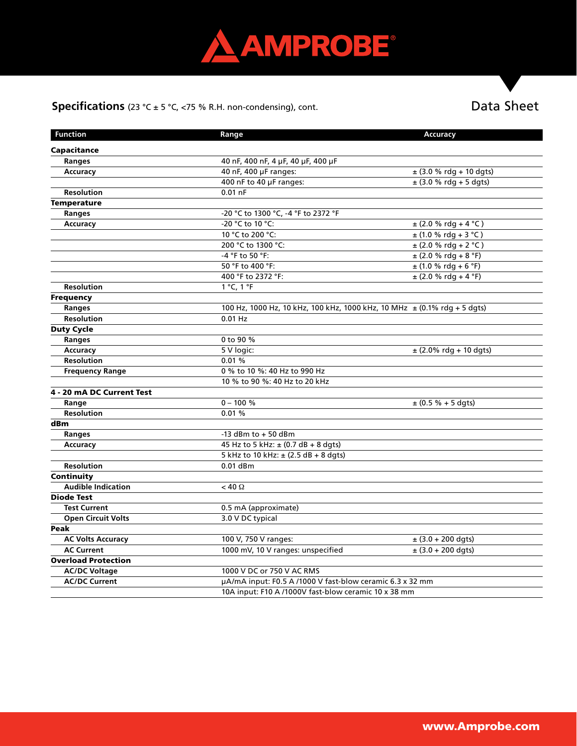## Specifications (23 °C ± 5 °C, <75 % R.H. non-condensing), cont.

Data Sheet

| Function | Range | Accuracy |
|---|---|---|
| **Capacitance** | | |
| **Ranges** | 40 nF, 400 nF, 4 µF, 40 µF, 400 µF | |
| **Accuracy** | 40 nF, 400 µF ranges: | ± (3.0 % rdg + 10 dgts) |
| | 400 nF to 40 µF ranges: | ± (3.0 % rdg + 5 dgts) |
| **Resolution** | 0.01 nF | |
| **Temperature** | | |
| **Ranges** | -20 °C to 1300 °C, -4 °F to 2372 °F | |
| **Accuracy** | -20 °C to 10 °C: | ± (2.0 % rdg + 4 °C ) |
| | 10 °C to 200 °C: | ± (1.0 % rdg + 3 °C ) |
| | 200 °C to 1300 °C: | ± (2.0 % rdg + 2 °C ) |
| | -4 °F to 50 °F: | ± (2.0 % rdg + 8 °F) |
| | 50 °F to 400 °F: | ± (1.0 % rdg + 6 °F) |
| | 400 °F to 2372 °F: | ± (2.0 % rdg + 4 °F) |
| **Resolution** | 1 °C, 1 °F | |
| **Frequency** | | |
| **Ranges** | 100 Hz, 1000 Hz, 10 kHz, 100 kHz, 1000 kHz, 10 MHz | ± (0.1% rdg + 5 dgts) |
| **Resolution** | 0.01 Hz | |
| **Duty Cycle** | | |
| **Ranges** | 0 to 90 % | |
| **Accuracy** | 5 V logic: | ± (2.0% rdg + 10 dgts) |
| **Resolution** | 0.01 % | |
| **Frequency Range** | 0 % to 10 %: 40 Hz to 990 Hz | |
| | 10 % to 90 %: 40 Hz to 20 kHz | |
| **4 - 20 mA DC Current Test** | | |
| **Range** | 0 – 100 % | ± (0.5 % + 5 dgts) |
| **Resolution** | 0.01 % | |
| **dBm** | | |
| **Ranges** | -13 dBm to + 50 dBm | |
| **Accuracy** | 45 Hz to 5 kHz: ± (0.7 dB + 8 dgts) | |
| | 5 kHz to 10 kHz: ± (2.5 dB + 8 dgts) | |
| **Resolution** | 0.01 dBm | |
| **Continuity** | | |
| **Audible Indication** | < 40 Ω | |
| **Diode Test** | | |
| **Test Current** | 0.5 mA (approximate) | |
| **Open Circuit Volts** | 3.0 V DC typical | |
| **Peak** | | |
| **AC Volts Accuracy** | 100 V, 750 V ranges: | ± (3.0 + 200 dgts) |
| **AC Current** | 1000 mV, 10 V ranges: unspecified | ± (3.0 + 200 dgts) |
| **Overload Protection** | | |
| **AC/DC Voltage** | 1000 V DC or 750 V AC RMS | |
| **AC/DC Current** | µA/mA input: F0.5 A /1000 V fast-blow ceramic 6.3 x 32 mm | |
| | 10A input: F10 A /1000V fast-blow ceramic 10 x 38 mm | |

www.Amprobe.com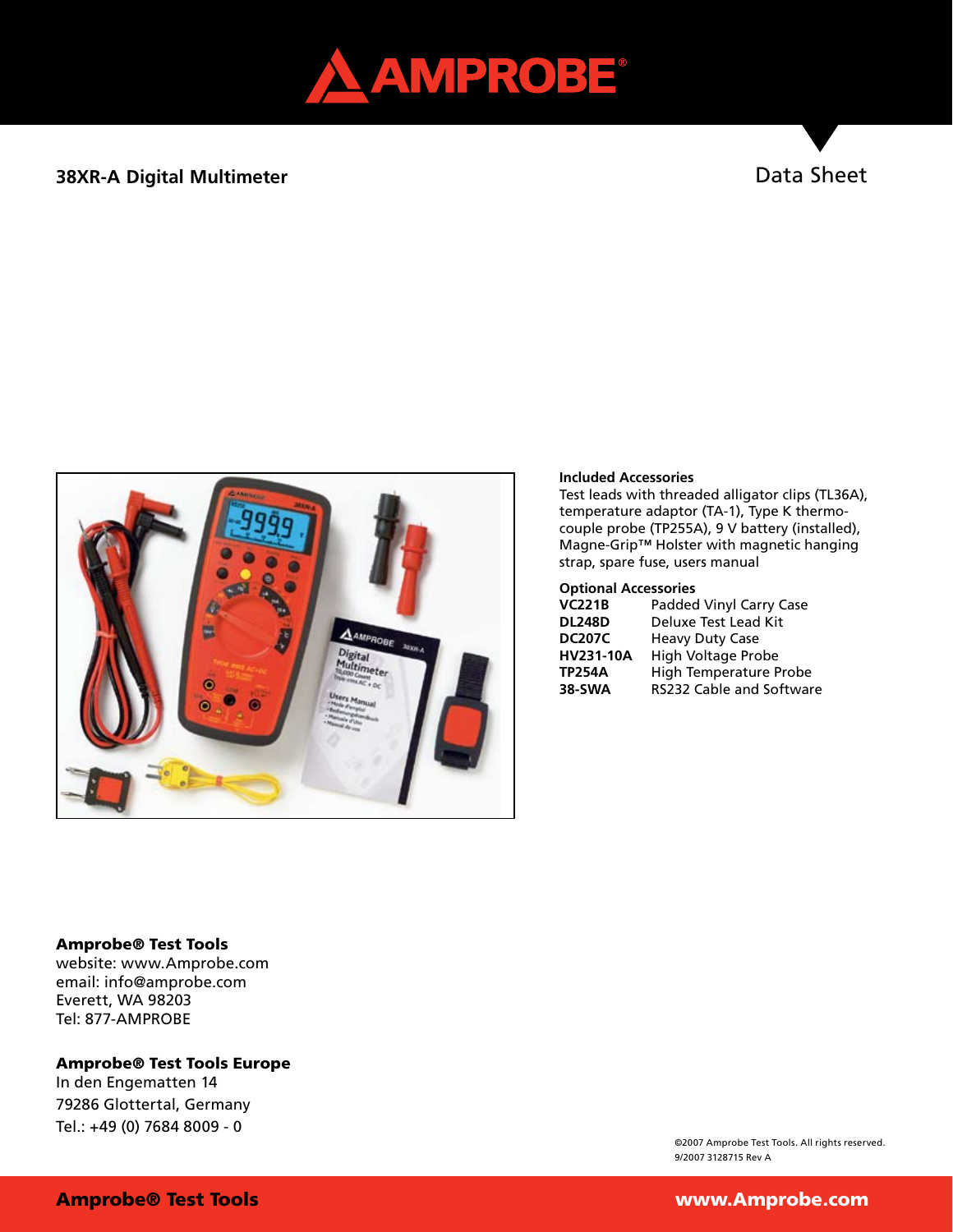**38XR-A Digital Multimeter**

Data Sheet

**Included Accessories**

Test leads with threaded alligator clips (TL36A), temperature adaptor (TA-1), Type K thermocouple probe (TP255A), 9 V battery (installed), Magne-Grip™ Holster with magnetic hanging strap, spare fuse, users manual

**Optional Accessories**

| | |
|---|---|
| **VC221B** | Padded Vinyl Carry Case |
| **DL248D** | Deluxe Test Lead Kit |
| **DC207C** | Heavy Duty Case |
| **HV231-10A** | High Voltage Probe |
| **TP254A** | High Temperature Probe |
| **38-SWA** | RS232 Cable and Software |

**Amprobe® Test Tools**
website: www.Amprobe.com
email: info@amprobe.com
Everett, WA 98203
Tel: 877-AMPROBE

**Amprobe® Test Tools Europe**
In den Engematten 14
79286 Glottertal, Germany
Tel.: +49 (0) 7684 8009 - 0

©2007 Amprobe Test Tools. All rights reserved.
9/2007 3128715 Rev A